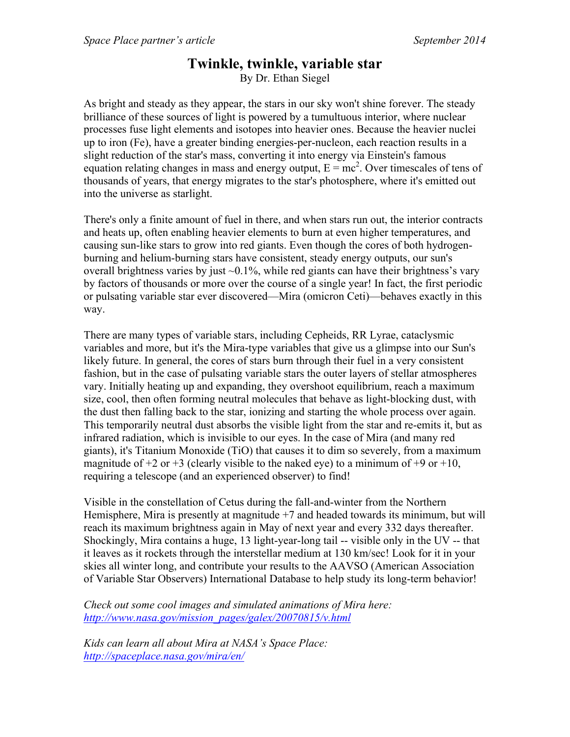# Twinkle, twinkle, variable star

By Dr. Ethan Siegel

As bright and steady as they appear, the stars in our sky won't shine forever. The steady brilliance of these sources of light is powered by a tumultuous interior, where nuclear processes fuse light elements and isotopes into heavier ones. Because the heavier nuclei up to iron (Fe), have a greater binding energies-per-nucleon, each reaction results in a slight reduction of the star's mass, converting it into energy via Einstein's famous equation relating changes in mass and energy output, $E = mc^2$. Over timescales of tens of thousands of years, that energy migrates to the star's photosphere, where it's emitted out into the universe as starlight.

There's only a finite amount of fuel in there, and when stars run out, the interior contracts and heats up, often enabling heavier elements to burn at even higher temperatures, and causing sun-like stars to grow into red giants. Even though the cores of both hydrogen-burning and helium-burning stars have consistent, steady energy outputs, our sun's overall brightness varies by just ~0.1%, while red giants can have their brightness's vary by factors of thousands or more over the course of a single year! In fact, the first periodic or pulsating variable star ever discovered—Mira (omicron Ceti)—behaves exactly in this way.

There are many types of variable stars, including Cepheids, RR Lyrae, cataclysmic variables and more, but it's the Mira-type variables that give us a glimpse into our Sun's likely future. In general, the cores of stars burn through their fuel in a very consistent fashion, but in the case of pulsating variable stars the outer layers of stellar atmospheres vary. Initially heating up and expanding, they overshoot equilibrium, reach a maximum size, cool, then often forming neutral molecules that behave as light-blocking dust, with the dust then falling back to the star, ionizing and starting the whole process over again. This temporarily neutral dust absorbs the visible light from the star and re-emits it, but as infrared radiation, which is invisible to our eyes. In the case of Mira (and many red giants), it's Titanium Monoxide (TiO) that causes it to dim so severely, from a maximum magnitude of +2 or +3 (clearly visible to the naked eye) to a minimum of +9 or +10, requiring a telescope (and an experienced observer) to find!

Visible in the constellation of Cetus during the fall-and-winter from the Northern Hemisphere, Mira is presently at magnitude +7 and headed towards its minimum, but will reach its maximum brightness again in May of next year and every 332 days thereafter. Shockingly, Mira contains a huge, 13 light-year-long tail -- visible only in the UV -- that it leaves as it rockets through the interstellar medium at 130 km/sec! Look for it in your skies all winter long, and contribute your results to the AAVSO (American Association of Variable Star Observers) International Database to help study its long-term behavior!

*Check out some cool images and simulated animations of Mira here:*
*[http://www.nasa.gov/mission_pages/galex/20070815/v.html](http://www.nasa.gov/mission_pages/galex/20070815/v.html)*

*Kids can learn all about Mira at NASA's Space Place:*
*[http://spaceplace.nasa.gov/mira/en/](http://spaceplace.nasa.gov/mira/en/)*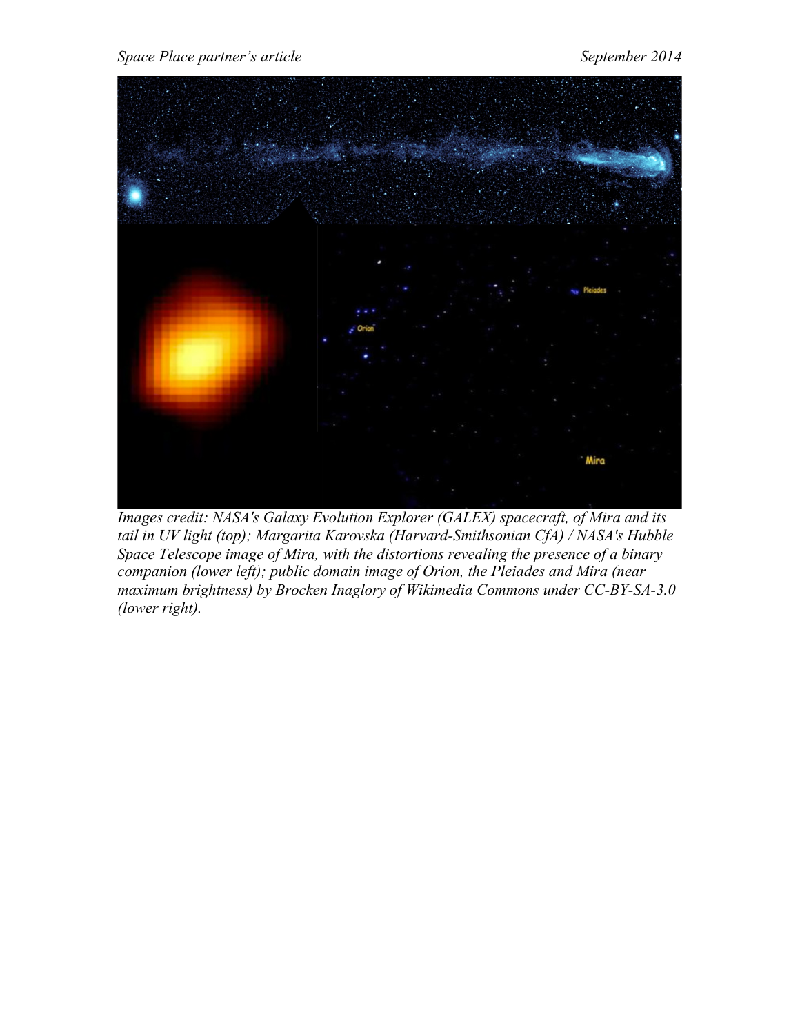*Images credit: NASA's Galaxy Evolution Explorer (GALEX) spacecraft, of Mira and its tail in UV light (top); Margarita Karovska (Harvard-Smithsonian CfA) / NASA's Hubble Space Telescope image of Mira, with the distortions revealing the presence of a binary companion (lower left); public domain image of Orion, the Pleiades and Mira (near maximum brightness) by Brocken Inaglory of Wikimedia Commons under CC-BY-SA-3.0 (lower right).*